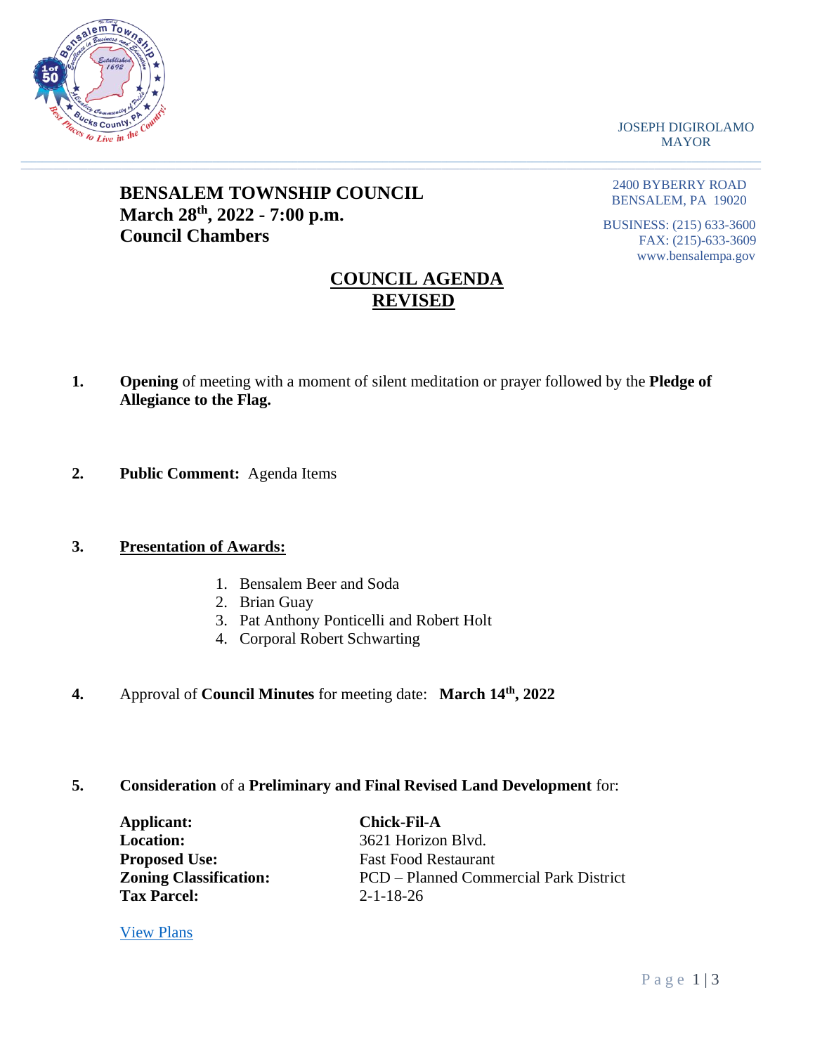JOSEPH DIGIROLAMO
MAYOR

**BENSALEM TOWNSHIP COUNCIL**
**March 28th, 2022 - 7:00 p.m.**
**Council Chambers**

2400 BYBERRY ROAD
BENSALEM, PA 19020

BUSINESS: (215) 633-3600
FAX: (215)-633-3609
www.bensalempa.gov

# COUNCIL AGENDA
# REVISED

**1.** **Opening** of meeting with a moment of silent meditation or prayer followed by the **Pledge of Allegiance to the Flag.**

**2.** **Public Comment:** Agenda Items

**3.** **Presentation of Awards:**

1. Bensalem Beer and Soda
2. Brian Guay
3. Pat Anthony Ponticelli and Robert Holt
4. Corporal Robert Schwarting

**4.** Approval of **Council Minutes** for meeting date: **March 14th, 2022**

**5.** **Consideration** of a **Preliminary and Final Revised Land Development** for:

**Applicant:** **Chick-Fil-A**
**Location:** 3621 Horizon Blvd.
**Proposed Use:** Fast Food Restaurant
**Zoning Classification:** PCD – Planned Commercial Park District
**Tax Parcel:** 2-1-18-26

View Plans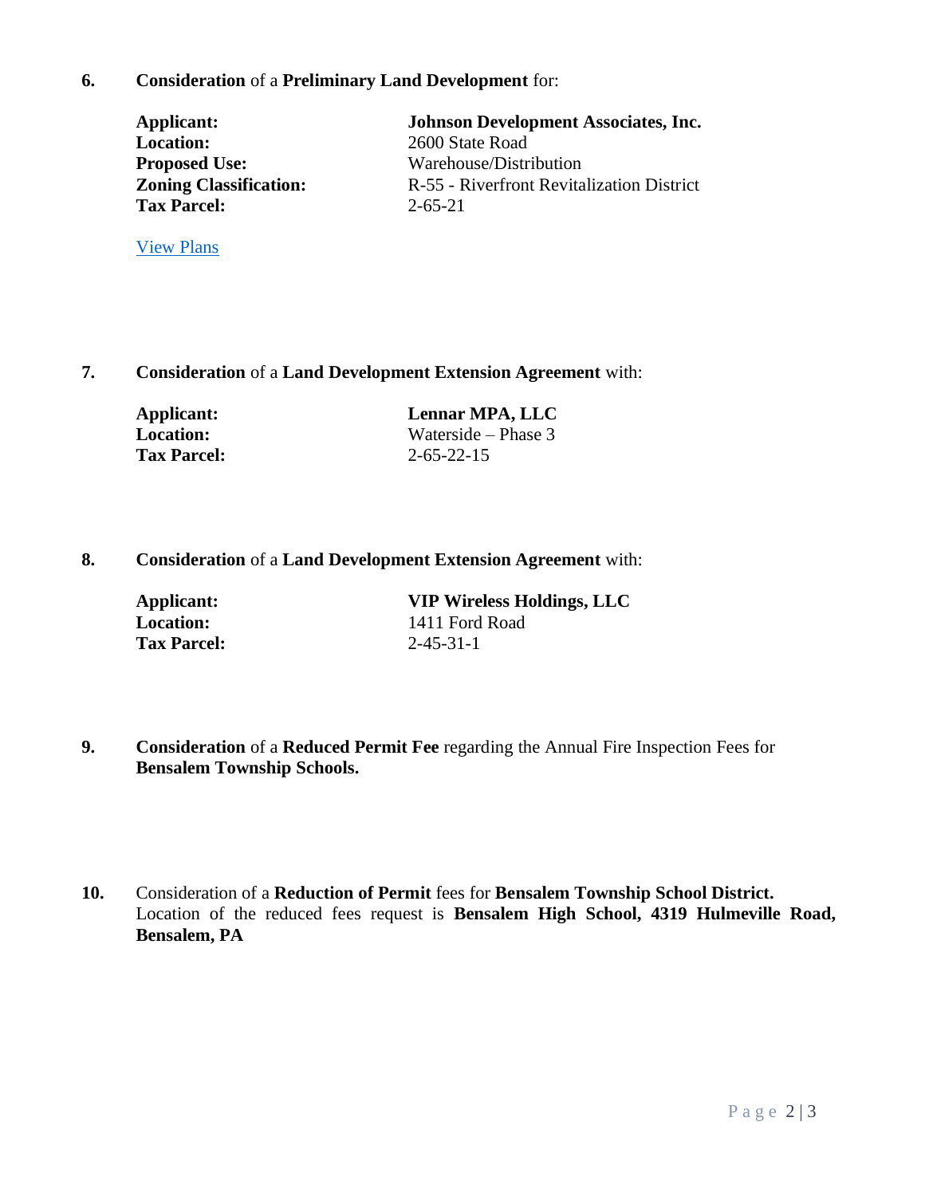**6.** **Consideration** of a **Preliminary Land Development** for:

**Applicant:** **Johnson Development Associates, Inc.**
**Location:** 2600 State Road
**Proposed Use:** Warehouse/Distribution
**Zoning Classification:** R-55 - Riverfront Revitalization District
**Tax Parcel:** 2-65-21

View Plans

**7.** **Consideration** of a **Land Development Extension Agreement** with:

**Applicant:** **Lennar MPA, LLC**
**Location:** Waterside – Phase 3
**Tax Parcel:** 2-65-22-15

**8.** **Consideration** of a **Land Development Extension Agreement** with:

**Applicant:** **VIP Wireless Holdings, LLC**
**Location:** 1411 Ford Road
**Tax Parcel:** 2-45-31-1

**9.** **Consideration** of a **Reduced Permit Fee** regarding the Annual Fire Inspection Fees for **Bensalem Township Schools.**

**10.** Consideration of a **Reduction of Permit** fees for **Bensalem Township School District.** Location of the reduced fees request is **Bensalem High School, 4319 Hulmeville Road, Bensalem, PA**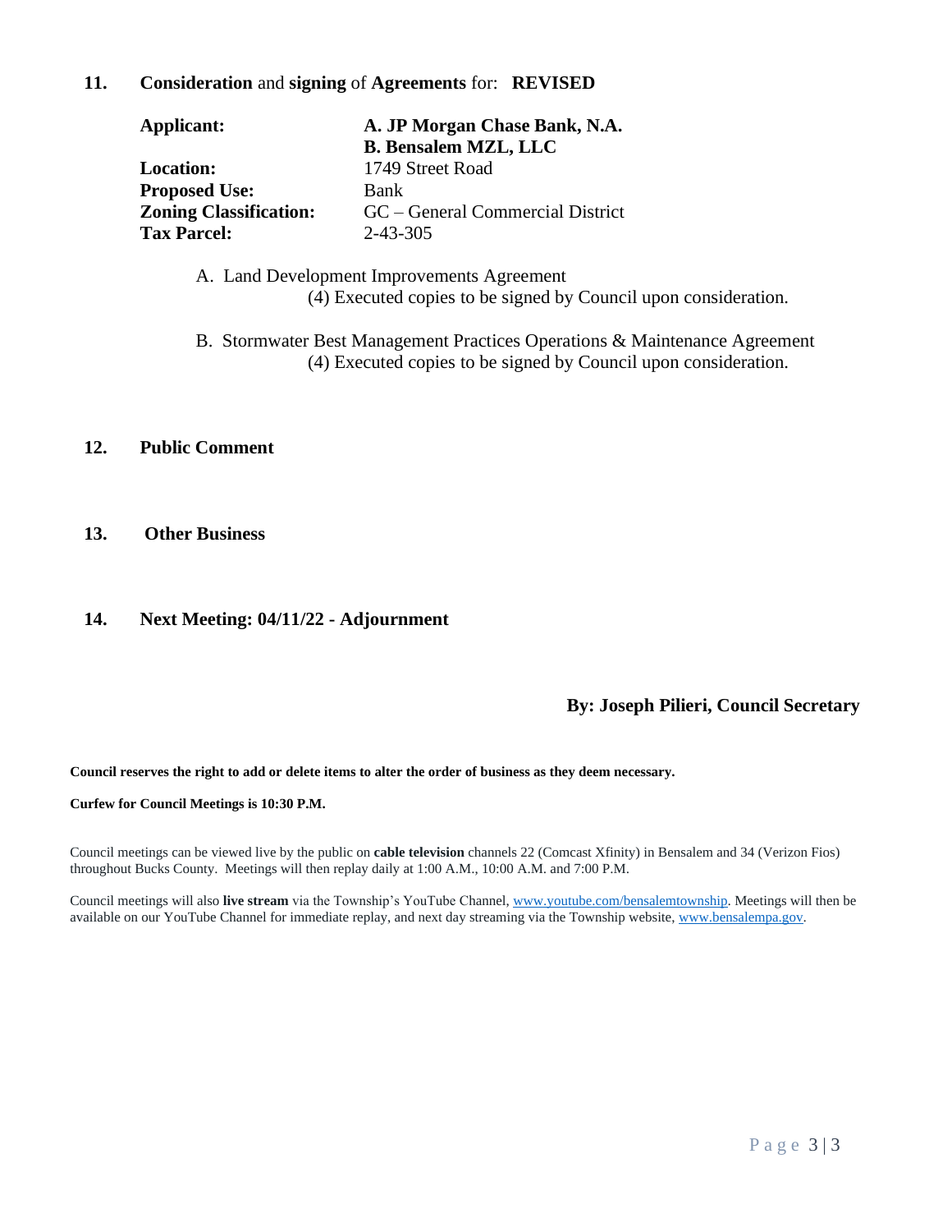**11. Consideration** and **signing** of **Agreements** for: **REVISED**

| | |
|---|---|
| **Applicant:** | **A. JP Morgan Chase Bank, N.A.** |
| | **B. Bensalem MZL, LLC** |
| **Location:** | 1749 Street Road |
| **Proposed Use:** | Bank |
| **Zoning Classification:** | GC – General Commercial District |
| **Tax Parcel:** | 2-43-305 |

A. Land Development Improvements Agreement
(4) Executed copies to be signed by Council upon consideration.

B. Stormwater Best Management Practices Operations & Maintenance Agreement
(4) Executed copies to be signed by Council upon consideration.

**12. Public Comment**

**13. Other Business**

**14. Next Meeting: 04/11/22 - Adjournment**

**By: Joseph Pilieri, Council Secretary**

**Council reserves the right to add or delete items to alter the order of business as they deem necessary.**

**Curfew for Council Meetings is 10:30 P.M.**

Council meetings can be viewed live by the public on **cable television** channels 22 (Comcast Xfinity) in Bensalem and 34 (Verizon Fios) throughout Bucks County. Meetings will then replay daily at 1:00 A.M., 10:00 A.M. and 7:00 P.M.

Council meetings will also **live stream** via the Township's YouTube Channel, www.youtube.com/bensalemtownship. Meetings will then be available on our YouTube Channel for immediate replay, and next day streaming via the Township website, www.bensalempa.gov.